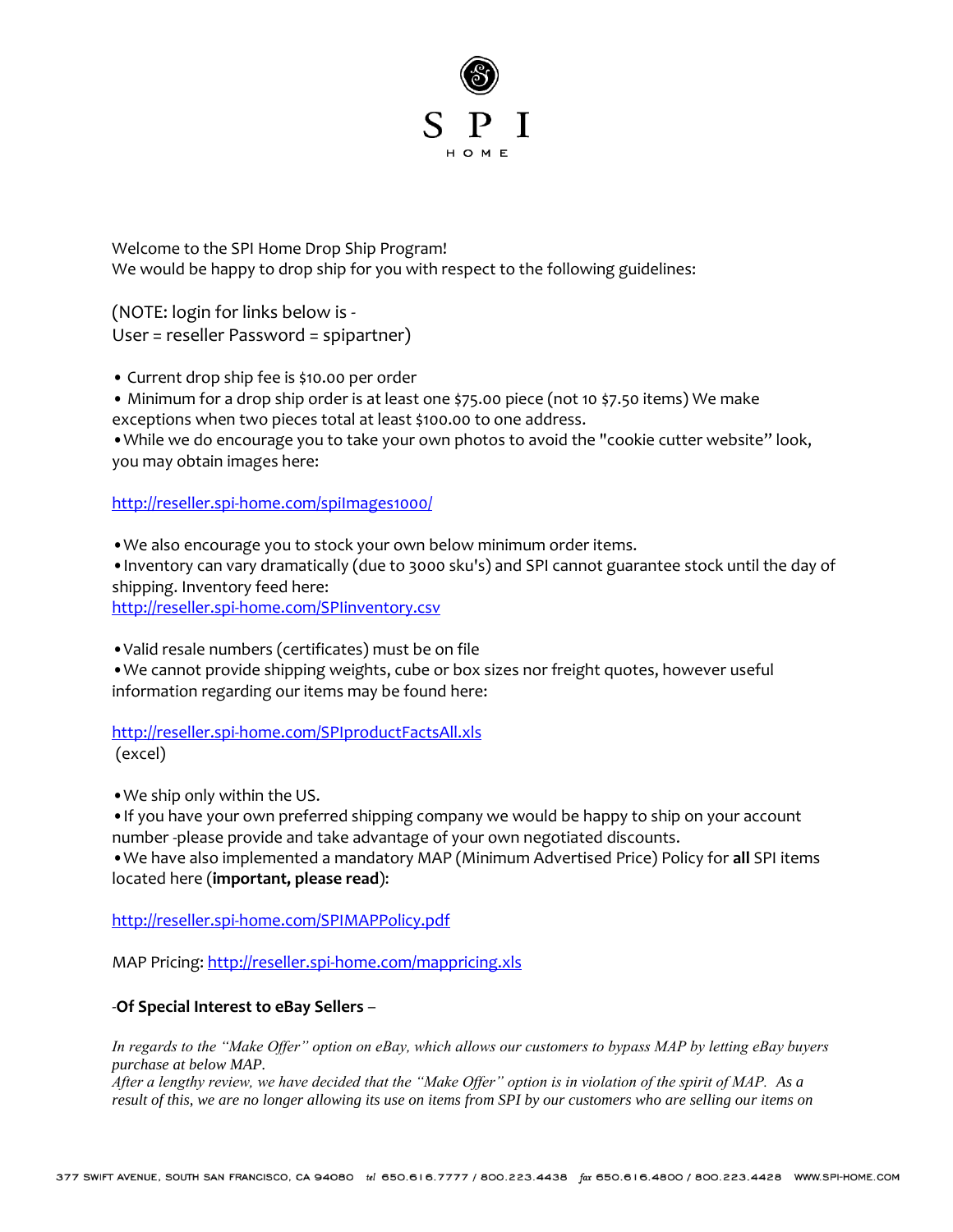# SPI HOME

Welcome to the SPI Home Drop Ship Program!
We would be happy to drop ship for you with respect to the following guidelines:

(NOTE: login for links below is -
User = reseller Password = spipartner)

- Current drop ship fee is $10.00 per order
- Minimum for a drop ship order is at least one $75.00 piece (not 10 $7.50 items) We make exceptions when two pieces total at least $100.00 to one address.
- While we do encourage you to take your own photos to avoid the "cookie cutter website" look, you may obtain images here:

http://reseller.spi-home.com/spiImages1000/

- We also encourage you to stock your own below minimum order items.
- Inventory can vary dramatically (due to 3000 sku's) and SPI cannot guarantee stock until the day of shipping. Inventory feed here:
http://reseller.spi-home.com/SPIinventory.csv

- Valid resale numbers (certificates) must be on file
- We cannot provide shipping weights, cube or box sizes nor freight quotes, however useful information regarding our items may be found here:

http://reseller.spi-home.com/SPIproductFactsAll.xls
(excel)

- We ship only within the US.
- If you have your own preferred shipping company we would be happy to ship on your account number -please provide and take advantage of your own negotiated discounts.
- We have also implemented a mandatory MAP (Minimum Advertised Price) Policy for **all** SPI items located here (**important, please read**):

http://reseller.spi-home.com/SPIMAPPolicy.pdf

MAP Pricing: http://reseller.spi-home.com/mappricing.xls

-**Of Special Interest to eBay Sellers** –

*In regards to the "Make Offer" option on eBay, which allows our customers to bypass MAP by letting eBay buyers purchase at below MAP.*
*After a lengthy review, we have decided that the "Make Offer" option is in violation of the spirit of MAP. As a result of this, we are no longer allowing its use on items from SPI by our customers who are selling our items on*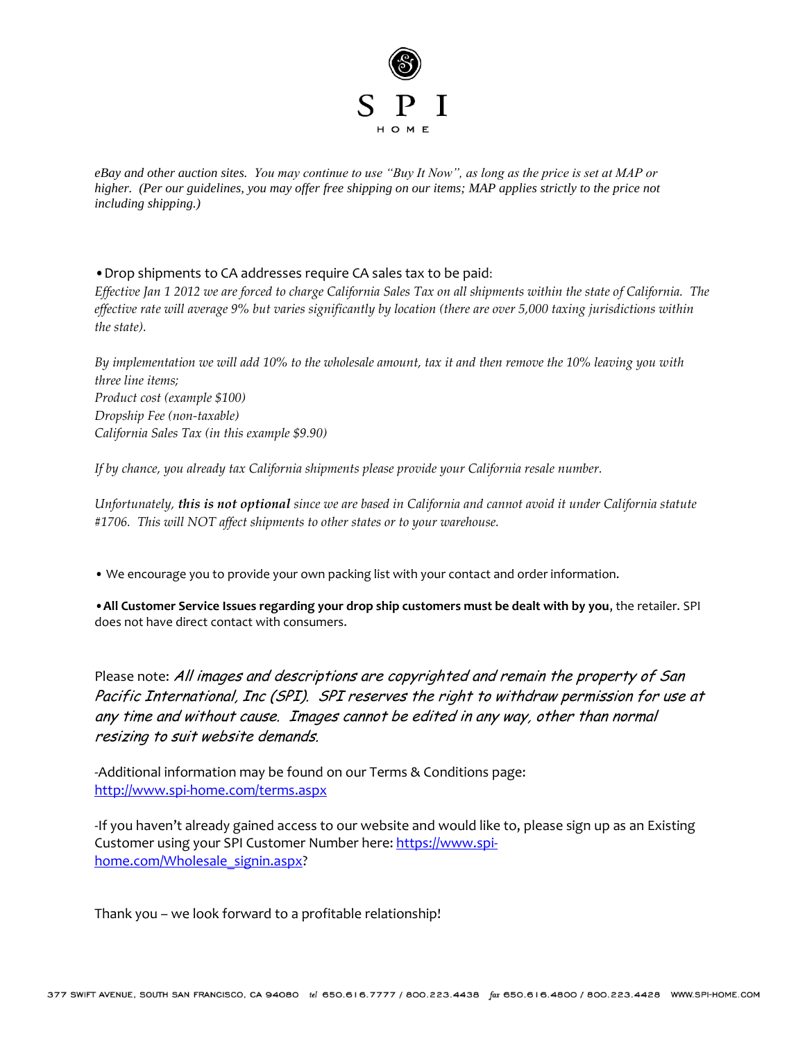*eBay and other auction sites. You may continue to use "Buy It Now", as long as the price is set at MAP or higher. (Per our guidelines, you may offer free shipping on our items; MAP applies strictly to the price not including shipping.)*

• Drop shipments to CA addresses require CA sales tax to be paid:

*Effective Jan 1 2012 we are forced to charge California Sales Tax on all shipments within the state of California. The effective rate will average 9% but varies significantly by location (there are over 5,000 taxing jurisdictions within the state).*

*By implementation we will add 10% to the wholesale amount, tax it and then remove the 10% leaving you with three line items;*
*Product cost (example $100)*
*Dropship Fee (non-taxable)*
*California Sales Tax (in this example $9.90)*

*If by chance, you already tax California shipments please provide your California resale number.*

*Unfortunately, **this is not optional** since we are based in California and cannot avoid it under California statute #1706. This will NOT affect shipments to other states or to your warehouse.*

• We encourage you to provide your own packing list with your contact and order information.

• **All Customer Service Issues regarding your drop ship customers must be dealt with by you**, the retailer. SPI does not have direct contact with consumers.

Please note: *All images and descriptions are copyrighted and remain the property of San Pacific International, Inc (SPI). SPI reserves the right to withdraw permission for use at any time and without cause. Images cannot be edited in any way, other than normal resizing to suit website demands.*

-Additional information may be found on our Terms & Conditions page: [http://www.spi-home.com/terms.aspx](http://www.spi-home.com/terms.aspx)

-If you haven't already gained access to our website and would like to, please sign up as an Existing Customer using your SPI Customer Number here: [https://www.spi-home.com/Wholesale_signin.aspx](https://www.spi-home.com/Wholesale_signin.aspx)?

Thank you – we look forward to a profitable relationship!